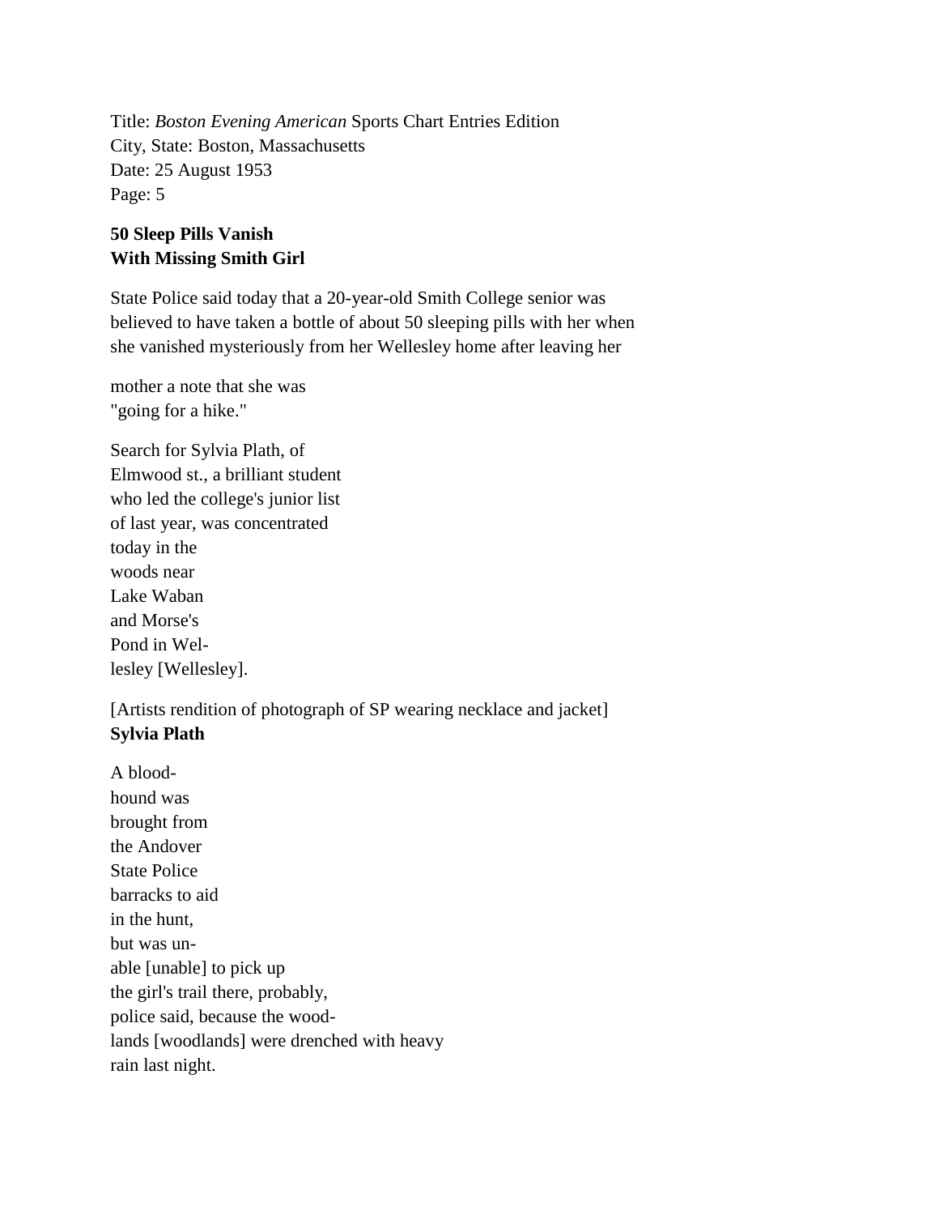Title: *Boston Evening American* Sports Chart Entries Edition
City, State: Boston, Massachusetts
Date: 25 August 1953
Page: 5

**50 Sleep Pills Vanish**
**With Missing Smith Girl**

State Police said today that a 20-year-old Smith College senior was believed to have taken a bottle of about 50 sleeping pills with her when she vanished mysteriously from her Wellesley home after leaving her

mother a note that she was "going for a hike."

Search for Sylvia Plath, of Elmwood st., a brilliant student who led the college's junior list of last year, was concentrated today in the woods near Lake Waban and Morse's Pond in Wel-lesley [Wellesley].

[Artists rendition of photograph of SP wearing necklace and jacket]
**Sylvia Plath**

A blood-hound was brought from the Andover State Police barracks to aid in the hunt, but was un-able [unable] to pick up the girl's trail there, probably, police said, because the wood-lands [woodlands] were drenched with heavy rain last night.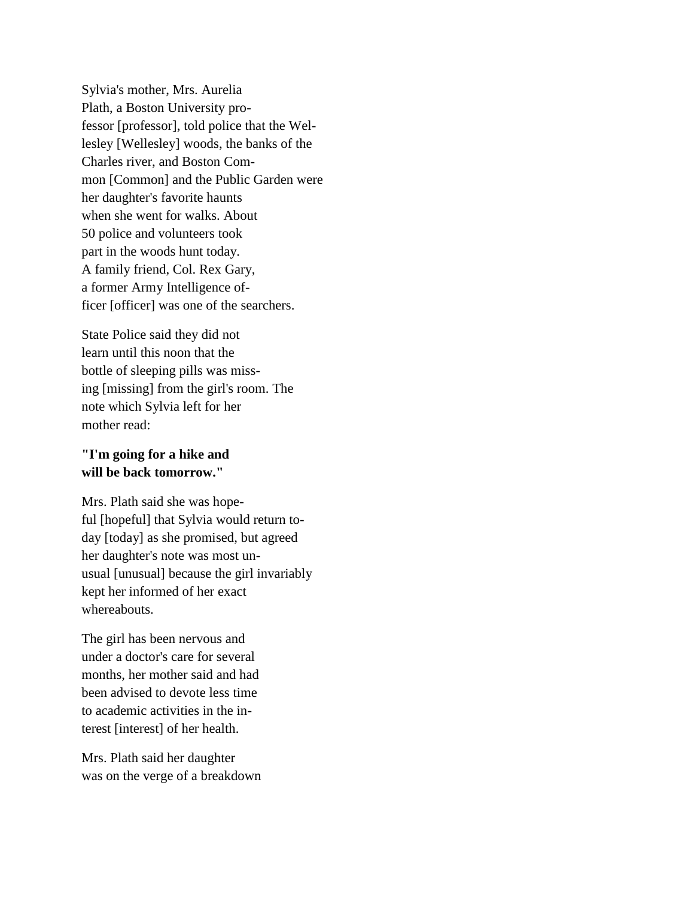Sylvia's mother, Mrs. Aurelia Plath, a Boston University pro-
fessor [professor], told police that the Wel-
lesley [Wellesley] woods, the banks of the Charles river, and Boston Com-
mon [Common] and the Public Garden were her daughter's favorite haunts when she went for walks. About 50 police and volunteers took part in the woods hunt today. A family friend, Col. Rex Gary, a former Army Intelligence of-
ficer [officer] was one of the searchers.

State Police said they did not learn until this noon that the bottle of sleeping pills was miss-
ing [missing] from the girl's room. The note which Sylvia left for her mother read:

**"I'm going for a hike and will be back tomorrow."**

Mrs. Plath said she was hope-
ful [hopeful] that Sylvia would return to-
day [today] as she promised, but agreed her daughter's note was most un-
usual [unusual] because the girl invariably kept her informed of her exact whereabouts.

The girl has been nervous and under a doctor's care for several months, her mother said and had been advised to devote less time to academic activities in the in-
terest [interest] of her health.

Mrs. Plath said her daughter was on the verge of a breakdown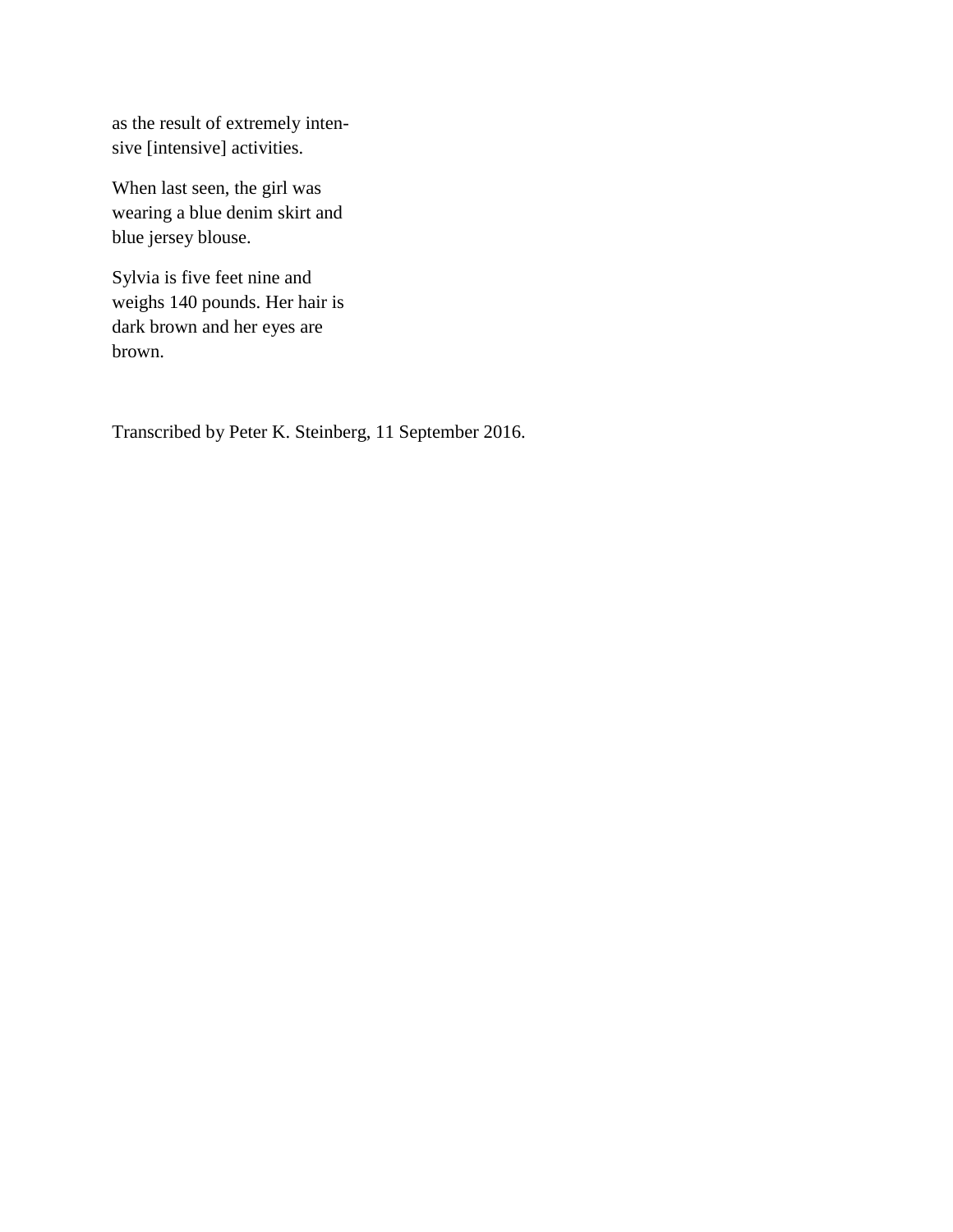as the result of extremely intensive [intensive] activities.

When last seen, the girl was wearing a blue denim skirt and blue jersey blouse.

Sylvia is five feet nine and weighs 140 pounds. Her hair is dark brown and her eyes are brown.

Transcribed by Peter K. Steinberg, 11 September 2016.